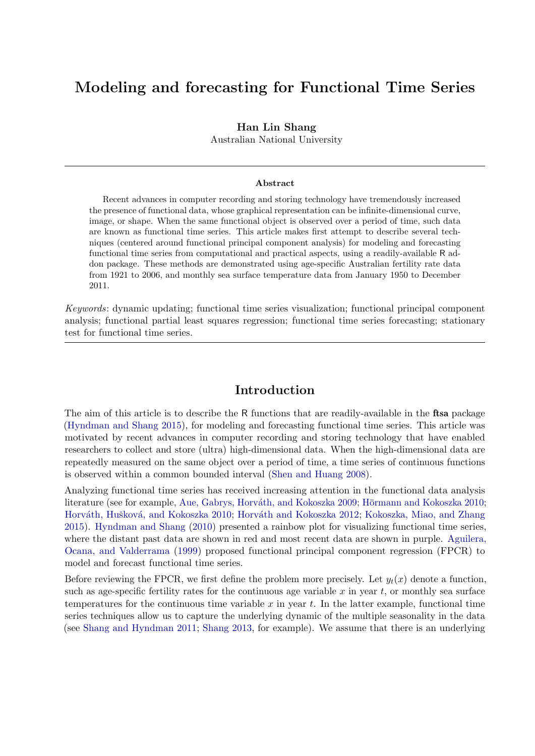# Modeling and forecasting for Functional Time Series

**Han Lin Shang**
Australian National University

---

**Abstract**

Recent advances in computer recording and storing technology have tremendously increased the presence of functional data, whose graphical representation can be infinite-dimensional curve, image, or shape. When the same functional object is observed over a period of time, such data are known as functional time series. This article makes first attempt to describe several techniques (centered around functional principal component analysis) for modeling and forecasting functional time series from computational and practical aspects, using a readily-available R add-on package. These methods are demonstrated using age-specific Australian fertility rate data from 1921 to 2006, and monthly sea surface temperature data from January 1950 to December 2011.

*Keywords*: dynamic updating; functional time series visualization; functional principal component analysis; functional partial least squares regression; functional time series forecasting; stationary test for functional time series.

---

## Introduction

The aim of this article is to describe the R functions that are readily-available in the **ftsa** package (Hyndman and Shang 2015), for modeling and forecasting functional time series. This article was motivated by recent advances in computer recording and storing technology that have enabled researchers to collect and store (ultra) high-dimensional data. When the high-dimensional data are repeatedly measured on the same object over a period of time, a time series of continuous functions is observed within a common bounded interval (Shen and Huang 2008).

Analyzing functional time series has received increasing attention in the functional data analysis literature (see for example, Aue, Gabrys, Horváth, and Kokoszka 2009; Hörmann and Kokoszka 2010; Horváth, Hušková, and Kokoszka 2010; Horváth and Kokoszka 2012; Kokoszka, Miao, and Zhang 2015). Hyndman and Shang (2010) presented a rainbow plot for visualizing functional time series, where the distant past data are shown in red and most recent data are shown in purple. Aguilera, Ocana, and Valderrama (1999) proposed functional principal component regression (FPCR) to model and forecast functional time series.

Before reviewing the FPCR, we first define the problem more precisely. Let $y_t(x)$ denote a function, such as age-specific fertility rates for the continuous age variable $x$ in year $t$, or monthly sea surface temperatures for the continuous time variable $x$ in year $t$. In the latter example, functional time series techniques allow us to capture the underlying dynamic of the multiple seasonality in the data (see Shang and Hyndman 2011; Shang 2013, for example). We assume that there is an underlying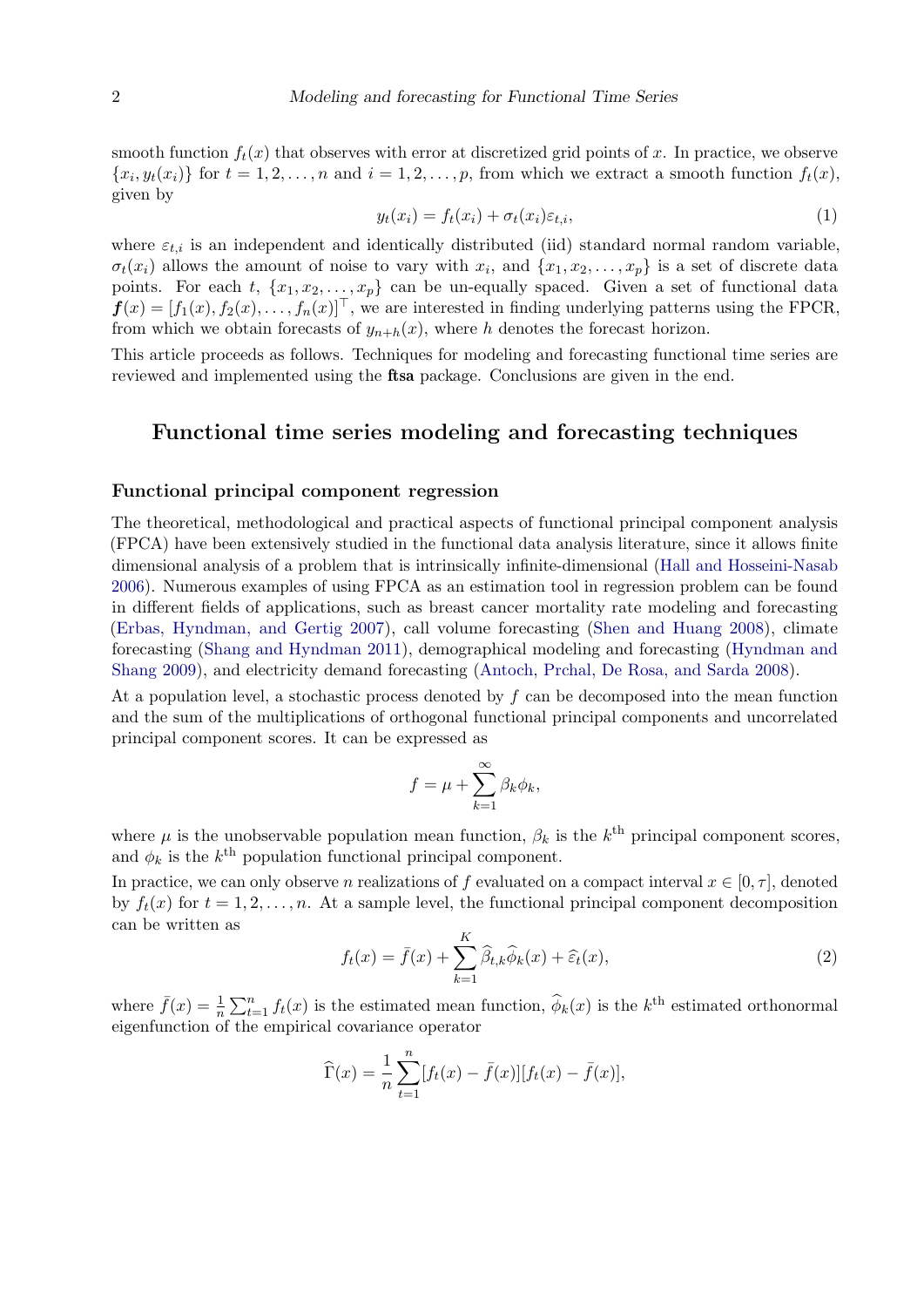smooth function $f_t(x)$ that observes with error at discretized grid points of $x$. In practice, we observe $\{x_i, y_t(x_i)\}$ for $t = 1, 2, \dots, n$ and $i = 1, 2, \dots, p$, from which we extract a smooth function $f_t(x)$, given by

$$y_t(x_i) = f_t(x_i) + \sigma_t(x_i)\varepsilon_{t,i}, \tag{1}$$

where $\varepsilon_{t,i}$ is an independent and identically distributed (iid) standard normal random variable, $\sigma_t(x_i)$ allows the amount of noise to vary with $x_i$, and $\{x_1, x_2, \dots, x_p\}$ is a set of discrete data points. For each $t$, $\{x_1, x_2, \dots, x_p\}$ can be un-equally spaced. Given a set of functional data $\boldsymbol{f}(x) = [f_1(x), f_2(x), \dots, f_n(x)]^\top$, we are interested in finding underlying patterns using the FPCR, from which we obtain forecasts of $y_{n+h}(x)$, where $h$ denotes the forecast horizon.

This article proceeds as follows. Techniques for modeling and forecasting functional time series are reviewed and implemented using the **ftsa** package. Conclusions are given in the end.

## Functional time series modeling and forecasting techniques

### Functional principal component regression

The theoretical, methodological and practical aspects of functional principal component analysis (FPCA) have been extensively studied in the functional data analysis literature, since it allows finite dimensional analysis of a problem that is intrinsically infinite-dimensional (Hall and Hosseini-Nasab 2006). Numerous examples of using FPCA as an estimation tool in regression problem can be found in different fields of applications, such as breast cancer mortality rate modeling and forecasting (Erbas, Hyndman, and Gertig 2007), call volume forecasting (Shen and Huang 2008), climate forecasting (Shang and Hyndman 2011), demographical modeling and forecasting (Hyndman and Shang 2009), and electricity demand forecasting (Antoch, Prchal, De Rosa, and Sarda 2008).

At a population level, a stochastic process denoted by $f$ can be decomposed into the mean function and the sum of the multiplications of orthogonal functional principal components and uncorrelated principal component scores. It can be expressed as

$$f = \mu + \sum_{k=1}^{\infty} \beta_k \phi_k,$$

where $\mu$ is the unobservable population mean function, $\beta_k$ is the $k^{\text{th}}$ principal component scores, and $\phi_k$ is the $k^{\text{th}}$ population functional principal component.

In practice, we can only observe $n$ realizations of $f$ evaluated on a compact interval $x \in [0, \tau]$, denoted by $f_t(x)$ for $t = 1, 2, \dots, n$. At a sample level, the functional principal component decomposition can be written as

$$f_t(x) = \bar{f}(x) + \sum_{k=1}^{K} \widehat{\beta}_{t,k} \widehat{\phi}_k(x) + \widehat{\varepsilon}_t(x), \tag{2}$$

where $\bar{f}(x) = \frac{1}{n}\sum_{t=1}^{n} f_t(x)$ is the estimated mean function, $\widehat{\phi}_k(x)$ is the $k^{\text{th}}$ estimated orthonormal eigenfunction of the empirical covariance operator

$$\widehat{\Gamma}(x) = \frac{1}{n}\sum_{t=1}^{n} [f_t(x) - \bar{f}(x)][f_t(x) - \bar{f}(x)],$$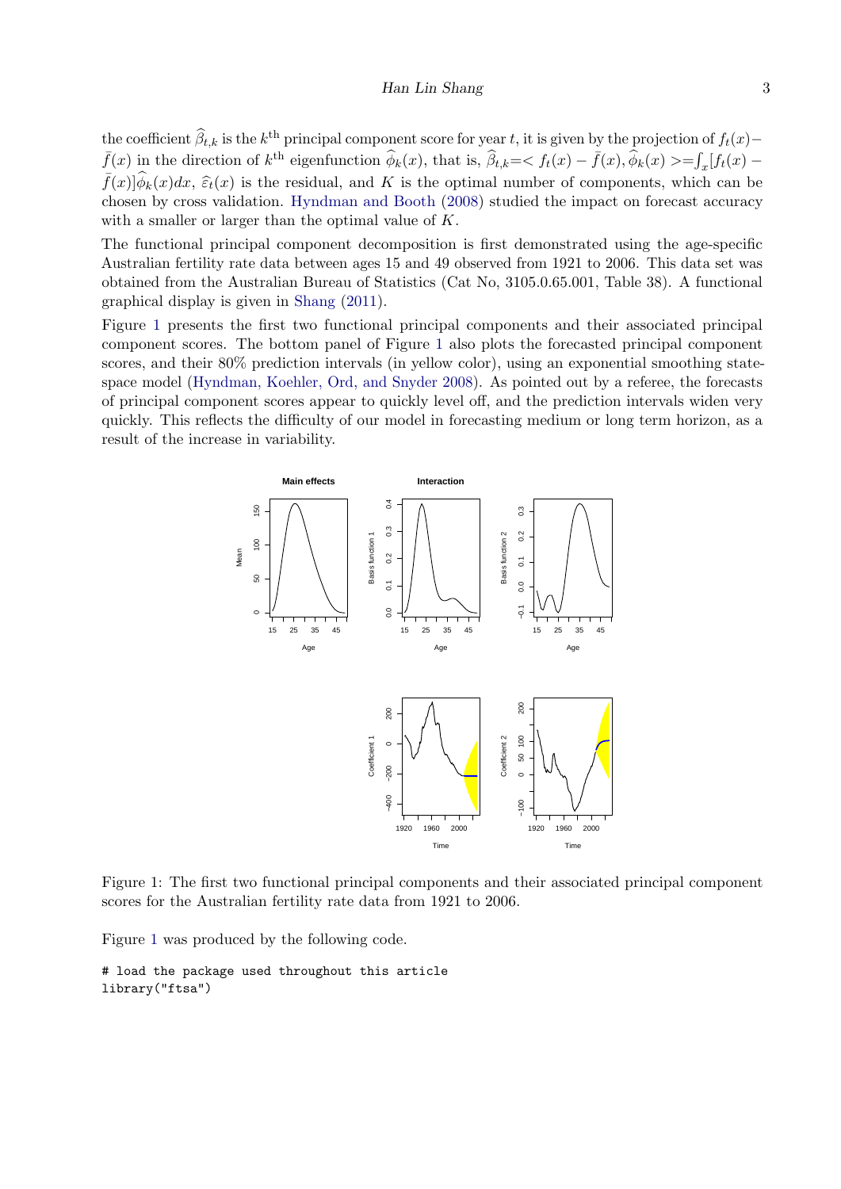the coefficient $\widehat{\beta}_{t,k}$ is the $k^{\text{th}}$ principal component score for year $t$, it is given by the projection of $f_t(x) - \bar{f}(x)$ in the direction of $k^{\text{th}}$ eigenfunction $\widehat{\phi}_k(x)$, that is, $\widehat{\beta}_{t,k} = < f_t(x) - \bar{f}(x), \widehat{\phi}_k(x) > = \int_x [f_t(x) - \bar{f}(x)]\widehat{\phi}_k(x)dx$, $\widehat{\varepsilon}_t(x)$ is the residual, and $K$ is the optimal number of components, which can be chosen by cross validation. Hyndman and Booth (2008) studied the impact on forecast accuracy with a smaller or larger than the optimal value of $K$.

The functional principal component decomposition is first demonstrated using the age-specific Australian fertility rate data between ages 15 and 49 observed from 1921 to 2006. This data set was obtained from the Australian Bureau of Statistics (Cat No, 3105.0.65.001, Table 38). A functional graphical display is given in Shang (2011).

Figure 1 presents the first two functional principal components and their associated principal component scores. The bottom panel of Figure 1 also plots the forecasted principal component scores, and their 80% prediction intervals (in yellow color), using an exponential smoothing state-space model (Hyndman, Koehler, Ord, and Snyder 2008). As pointed out by a referee, the forecasts of principal component scores appear to quickly level off, and the prediction intervals widen very quickly. This reflects the difficulty of our model in forecasting medium or long term horizon, as a result of the increase in variability.

Main effects
Interaction
Mean
Basis function 1
Basis function 2
Age
Age
Age
Coefficient 1
Coefficient 2
Time
Time

Figure 1: The first two functional principal components and their associated principal component scores for the Australian fertility rate data from 1921 to 2006.

Figure 1 was produced by the following code.

```
# load the package used throughout this article
library("ftsa")
```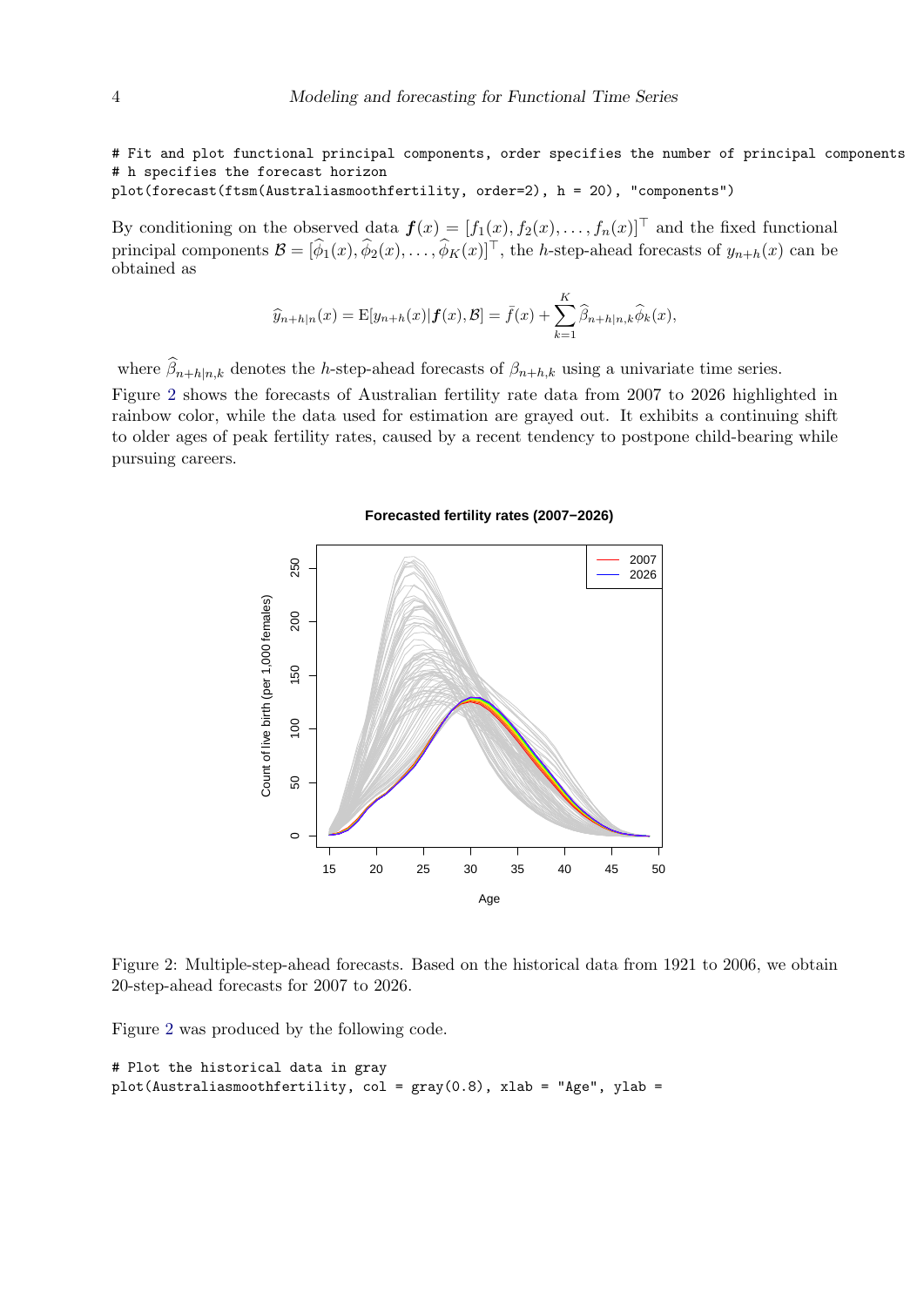```
# Fit and plot functional principal components, order specifies the number of principal components
# h specifies the forecast horizon
plot(forecast(ftsm(Australiasmoothfertility, order=2), h = 20), "components")
```

By conditioning on the observed data $\boldsymbol{f}(x) = [f_1(x), f_2(x), \dots, f_n(x)]^\top$ and the fixed functional principal components $\mathcal{B} = [\widehat{\phi}_1(x), \widehat{\phi}_2(x), \dots, \widehat{\phi}_K(x)]^\top$, the $h$-step-ahead forecasts of $y_{n+h}(x)$ can be obtained as

$$\widehat{y}_{n+h|n}(x) = \mathrm{E}[y_{n+h}(x)|\boldsymbol{f}(x), \mathcal{B}] = \bar{f}(x) + \sum_{k=1}^{K} \widehat{\beta}_{n+h|n,k}\widehat{\phi}_k(x),$$

where $\widehat{\beta}_{n+h|n,k}$ denotes the $h$-step-ahead forecasts of $\beta_{n+h,k}$ using a univariate time series.

Figure 2 shows the forecasts of Australian fertility rate data from 2007 to 2026 highlighted in rainbow color, while the data used for estimation are grayed out. It exhibits a continuing shift to older ages of peak fertility rates, caused by a recent tendency to postpone child-bearing while pursuing careers.

Forecasted fertility rates (2007−2026)

2007
2026

Count of live birth (per 1,000 females)

0
50
100
150
200
250

15
20
25
30
35
40
45
50

Age

Figure 2: Multiple-step-ahead forecasts. Based on the historical data from 1921 to 2006, we obtain 20-step-ahead forecasts for 2007 to 2026.

Figure 2 was produced by the following code.

```
# Plot the historical data in gray
plot(Australiasmoothfertility, col = gray(0.8), xlab = "Age", ylab =
```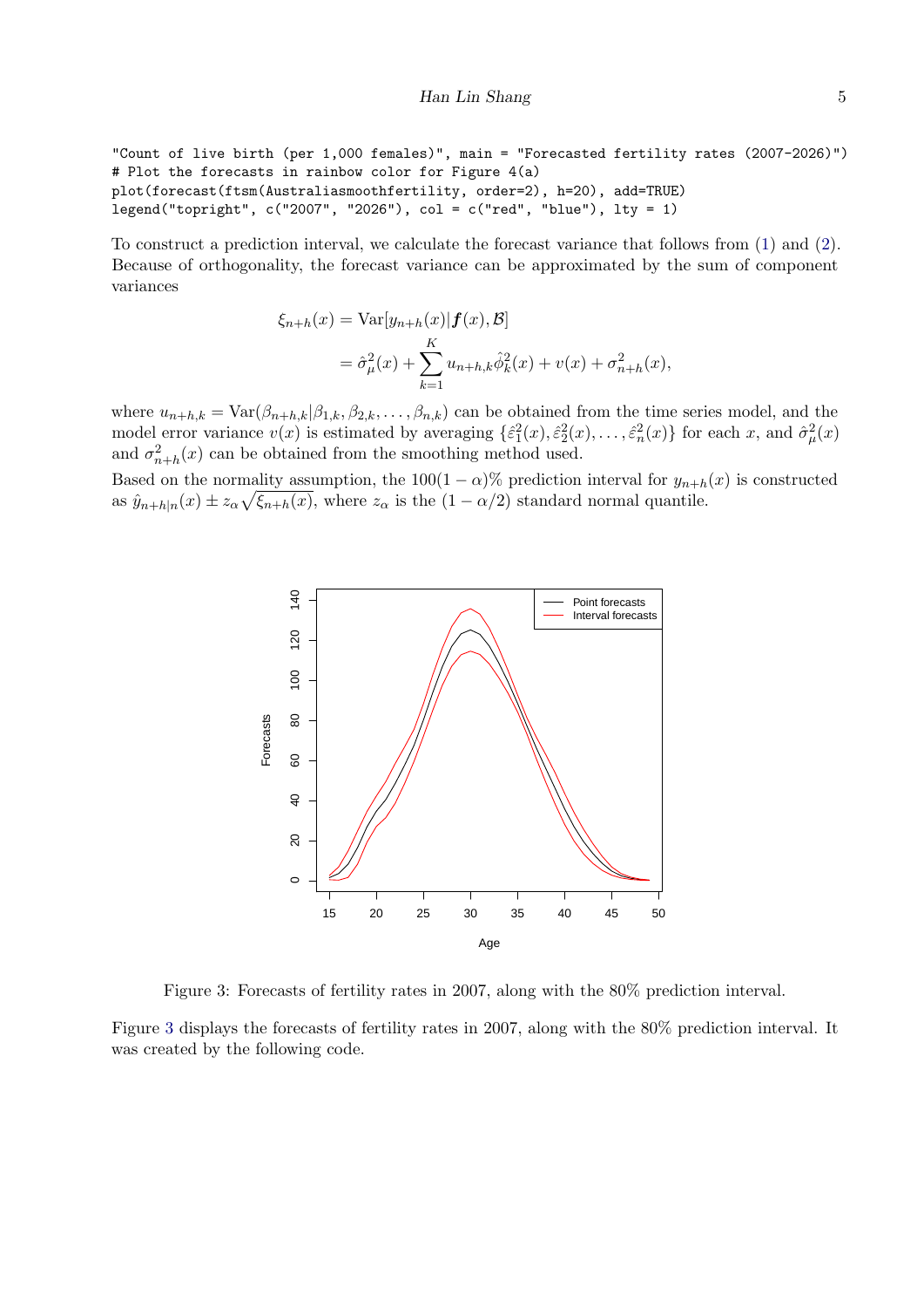```
"Count of live birth (per 1,000 females)", main = "Forecasted fertility rates (2007-2026)")
# Plot the forecasts in rainbow color for Figure 4(a)
plot(forecast(ftsm(Australiasmoothfertility, order=2), h=20), add=TRUE)
legend("topright", c("2007", "2026"), col = c("red", "blue"), lty = 1)
```

To construct a prediction interval, we calculate the forecast variance that follows from (1) and (2). Because of orthogonality, the forecast variance can be approximated by the sum of component variances

$$\begin{aligned}\xi_{n+h}(x) &= \text{Var}[y_{n+h}(x)|\boldsymbol{f}(x), \mathcal{B}] \\ &= \hat{\sigma}^2_{\mu}(x) + \sum_{k=1}^{K} u_{n+h,k}\hat{\phi}^2_k(x) + v(x) + \sigma^2_{n+h}(x),\end{aligned}$$

where $u_{n+h,k} = \text{Var}(\beta_{n+h,k}|\beta_{1,k}, \beta_{2,k}, \dots, \beta_{n,k})$ can be obtained from the time series model, and the model error variance $v(x)$ is estimated by averaging $\{\hat{\varepsilon}^2_1(x), \hat{\varepsilon}^2_2(x), \dots, \hat{\varepsilon}^2_n(x)\}$ for each $x$, and $\hat{\sigma}^2_{\mu}(x)$ and $\sigma^2_{n+h}(x)$ can be obtained from the smoothing method used.

Based on the normality assumption, the $100(1-\alpha)\%$ prediction interval for $y_{n+h}(x)$ is constructed as $\hat{y}_{n+h|n}(x) \pm z_{\alpha}\sqrt{\xi_{n+h}(x)}$, where $z_{\alpha}$ is the $(1-\alpha/2)$ standard normal quantile.

Forecasts
Age
Point forecasts
Interval forecasts
0
20
40
60
80
100
120
140
15
20
25
30
35
40
45
50

Figure 3: Forecasts of fertility rates in 2007, along with the 80% prediction interval.

Figure 3 displays the forecasts of fertility rates in 2007, along with the 80% prediction interval. It was created by the following code.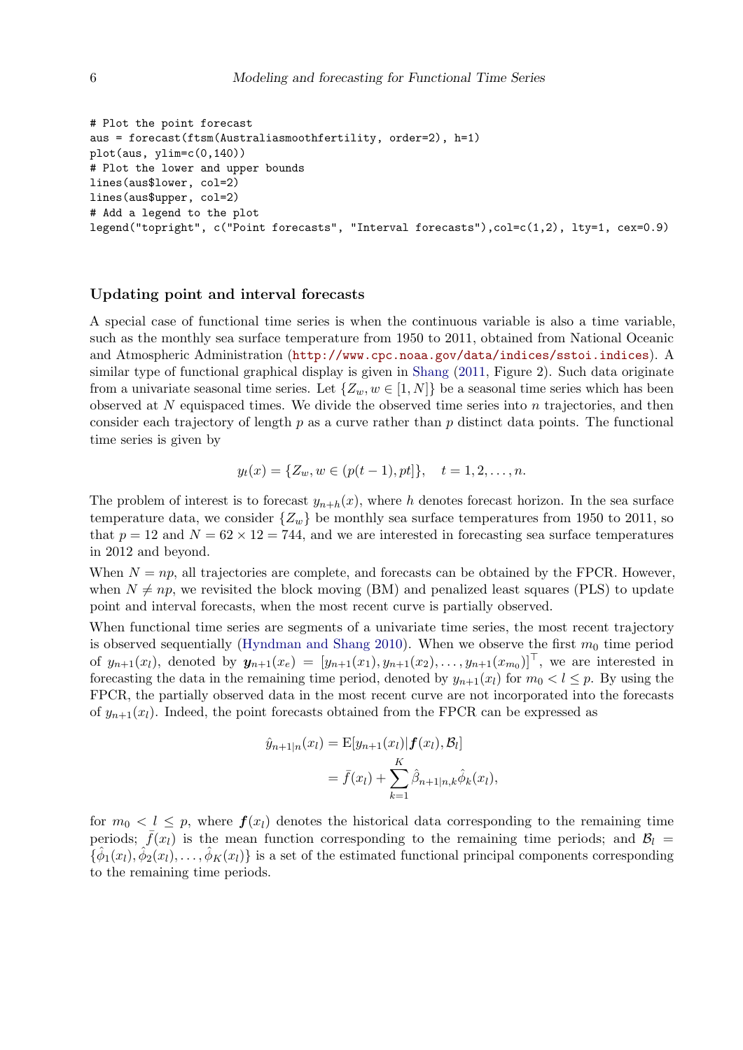```
# Plot the point forecast
aus = forecast(ftsm(Australiasmoothfertility, order=2), h=1)
plot(aus, ylim=c(0,140))
# Plot the lower and upper bounds
lines(aus$lower, col=2)
lines(aus$upper, col=2)
# Add a legend to the plot
legend("topright", c("Point forecasts", "Interval forecasts"),col=c(1,2), lty=1, cex=0.9)
```

### Updating point and interval forecasts

A special case of functional time series is when the continuous variable is also a time variable, such as the monthly sea surface temperature from 1950 to 2011, obtained from National Oceanic and Atmospheric Administration (http://www.cpc.noaa.gov/data/indices/sstoi.indices). A similar type of functional graphical display is given in Shang (2011, Figure 2). Such data originate from a univariate seasonal time series. Let $\{Z_w, w \in [1, N]\}$ be a seasonal time series which has been observed at $N$ equispaced times. We divide the observed time series into $n$ trajectories, and then consider each trajectory of length $p$ as a curve rather than $p$ distinct data points. The functional time series is given by

$$y_t(x) = \{Z_w, w \in (p(t-1), pt]\}, \quad t = 1, 2, \dots, n.$$

The problem of interest is to forecast $y_{n+h}(x)$, where $h$ denotes forecast horizon. In the sea surface temperature data, we consider $\{Z_w\}$ be monthly sea surface temperatures from 1950 to 2011, so that $p = 12$ and $N = 62 \times 12 = 744$, and we are interested in forecasting sea surface temperatures in 2012 and beyond.

When $N = np$, all trajectories are complete, and forecasts can be obtained by the FPCR. However, when $N \neq np$, we revisited the block moving (BM) and penalized least squares (PLS) to update point and interval forecasts, when the most recent curve is partially observed.

When functional time series are segments of a univariate time series, the most recent trajectory is observed sequentially (Hyndman and Shang 2010). When we observe the first $m_0$ time period of $y_{n+1}(x_l)$, denoted by $\boldsymbol{y}_{n+1}(x_e) = [y_{n+1}(x_1), y_{n+1}(x_2), \dots, y_{n+1}(x_{m_0})]^\top$, we are interested in forecasting the data in the remaining time period, denoted by $y_{n+1}(x_l)$ for $m_0 < l \leq p$. By using the FPCR, the partially observed data in the most recent curve are not incorporated into the forecasts of $y_{n+1}(x_l)$. Indeed, the point forecasts obtained from the FPCR can be expressed as

$$\begin{aligned}
\hat{y}_{n+1|n}(x_l) &= \mathrm{E}[y_{n+1}(x_l)|\boldsymbol{f}(x_l), \mathcal{B}_l] \\
&= \bar{f}(x_l) + \sum_{k=1}^{K} \hat{\beta}_{n+1|n,k}\hat{\phi}_k(x_l),
\end{aligned}$$

for $m_0 < l \leq p$, where $\boldsymbol{f}(x_l)$ denotes the historical data corresponding to the remaining time periods; $\bar{f}(x_l)$ is the mean function corresponding to the remaining time periods; and $\mathcal{B}_l = \{\hat{\phi}_1(x_l), \hat{\phi}_2(x_l), \dots, \hat{\phi}_K(x_l)\}$ is a set of the estimated functional principal components corresponding to the remaining time periods.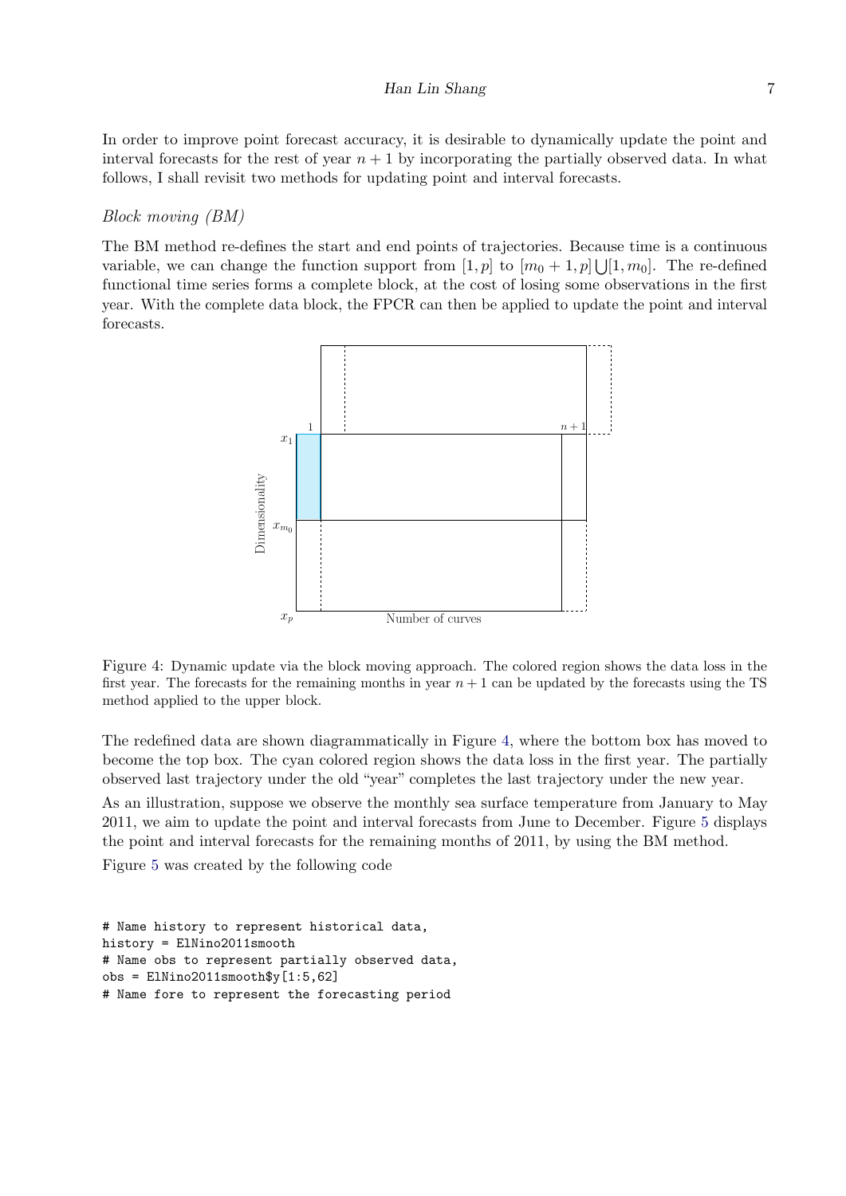In order to improve point forecast accuracy, it is desirable to dynamically update the point and interval forecasts for the rest of year $n+1$ by incorporating the partially observed data. In what follows, I shall revisit two methods for updating point and interval forecasts.

*Block moving (BM)*

The BM method re-defines the start and end points of trajectories. Because time is a continuous variable, we can change the function support from $[1, p]$ to $[m_0+1, p] \bigcup [1, m_0]$. The re-defined functional time series forms a complete block, at the cost of losing some observations in the first year. With the complete data block, the FPCR can then be applied to update the point and interval forecasts.

1

$n+1$

$x_1$

$x_{m_0}$

$x_p$

Dimensionality

Number of curves

Figure 4: Dynamic update via the block moving approach. The colored region shows the data loss in the first year. The forecasts for the remaining months in year $n+1$ can be updated by the forecasts using the TS method applied to the upper block.

The redefined data are shown diagrammatically in Figure 4, where the bottom box has moved to become the top box. The cyan colored region shows the data loss in the first year. The partially observed last trajectory under the old "year" completes the last trajectory under the new year.

As an illustration, suppose we observe the monthly sea surface temperature from January to May 2011, we aim to update the point and interval forecasts from June to December. Figure 5 displays the point and interval forecasts for the remaining months of 2011, by using the BM method.

Figure 5 was created by the following code

```
# Name history to represent historical data,
history = ElNino2011smooth
# Name obs to represent partially observed data,
obs = ElNino2011smooth$y[1:5,62]
# Name fore to represent the forecasting period
```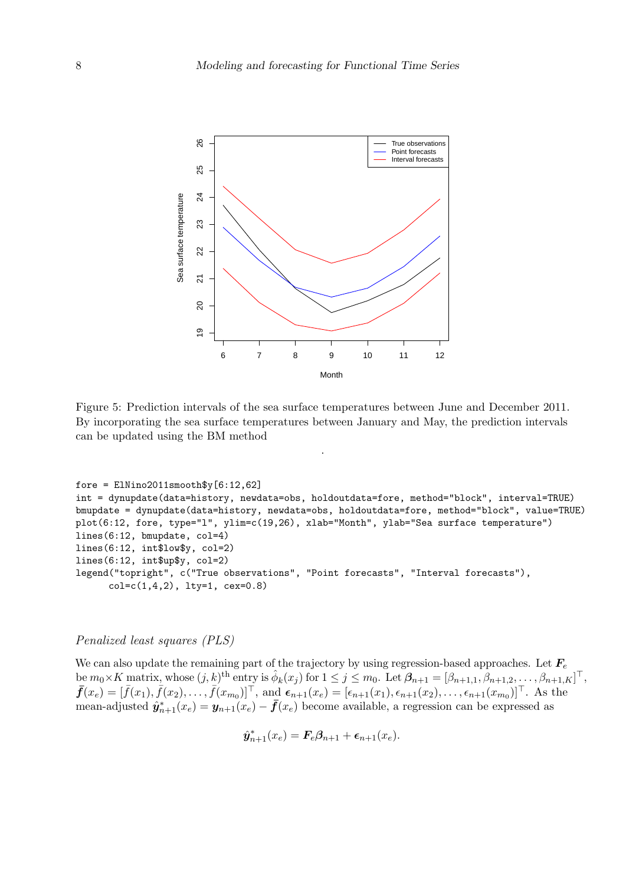Sea surface temperature

26
25
24
23
22
21
20
19

6 7 8 9 10 11 12

Month

True observations
Point forecasts
Interval forecasts

Figure 5: Prediction intervals of the sea surface temperatures between June and December 2011. By incorporating the sea surface temperatures between January and May, the prediction intervals can be updated using the BM method

.

```
fore = ElNino2011smooth$y[6:12,62]
int = dynupdate(data=history, newdata=obs, holdoutdata=fore, method="block", interval=TRUE)
bmupdate = dynupdate(data=history, newdata=obs, holdoutdata=fore, method="block", value=TRUE)
plot(6:12, fore, type="l", ylim=c(19,26), xlab="Month", ylab="Sea surface temperature")
lines(6:12, bmupdate, col=4)
lines(6:12, int$low$y, col=2)
lines(6:12, int$up$y, col=2)
legend("topright", c("True observations", "Point forecasts", "Interval forecasts"),
      col=c(1,4,2), lty=1, cex=0.8)
```

*Penalized least squares (PLS)*

We can also update the remaining part of the trajectory by using regression-based approaches. Let $\boldsymbol{F}_e$ be $m_0 \times K$ matrix, whose $(j,k)^{\text{th}}$ entry is $\hat{\phi}_k(x_j)$ for $1 \leq j \leq m_0$. Let $\boldsymbol{\beta}_{n+1} = [\beta_{n+1,1}, \beta_{n+1,2}, \ldots, \beta_{n+1,K}]^{\top}$, $\bar{\boldsymbol{f}}(x_e) = [\bar{f}(x_1), \bar{f}(x_2), \ldots, \bar{f}(x_{m_0})]^{\top}$, and $\boldsymbol{\epsilon}_{n+1}(x_e) = [\epsilon_{n+1}(x_1), \epsilon_{n+1}(x_2), \ldots, \epsilon_{n+1}(x_{m_0})]^{\top}$. As the mean-adjusted $\hat{\boldsymbol{y}}^*_{n+1}(x_e) = \boldsymbol{y}_{n+1}(x_e) - \bar{\boldsymbol{f}}(x_e)$ become available, a regression can be expressed as

$$\hat{\boldsymbol{y}}^*_{n+1}(x_e) = \boldsymbol{F}_e \boldsymbol{\beta}_{n+1} + \boldsymbol{\epsilon}_{n+1}(x_e).$$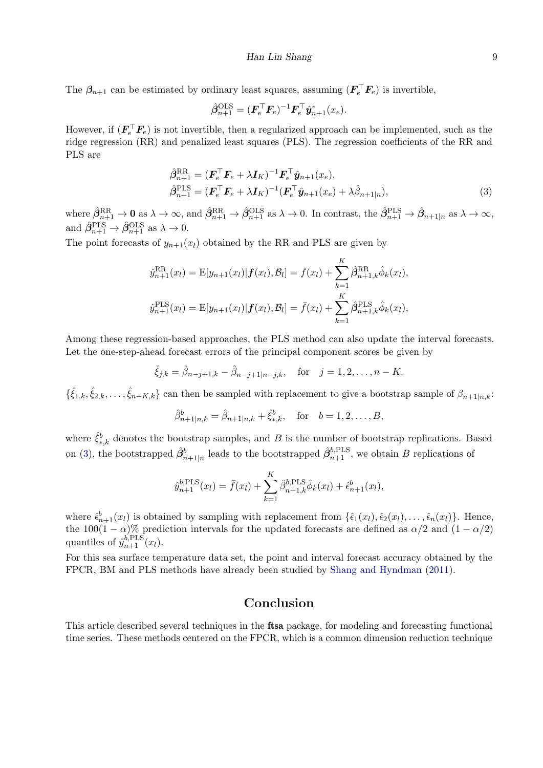The $\boldsymbol{\beta}_{n+1}$ can be estimated by ordinary least squares, assuming $(\boldsymbol{F}_e^\top \boldsymbol{F}_e)$ is invertible,

$$\hat{\boldsymbol{\beta}}_{n+1}^{\text{OLS}} = (\boldsymbol{F}_e^\top \boldsymbol{F}_e)^{-1} \boldsymbol{F}_e^\top \hat{\boldsymbol{y}}_{n+1}^*(x_e).$$

However, if $(\boldsymbol{F}_e^\top \boldsymbol{F}_e)$ is not invertible, then a regularized approach can be implemented, such as the ridge regression (RR) and penalized least squares (PLS). The regression coefficients of the RR and PLS are

$$\begin{aligned}
\hat{\boldsymbol{\beta}}_{n+1}^{\text{RR}} &= (\boldsymbol{F}_e^\top \boldsymbol{F}_e + \lambda \boldsymbol{I}_K)^{-1} \boldsymbol{F}_e^\top \hat{\boldsymbol{y}}_{n+1}(x_e), \\
\hat{\boldsymbol{\beta}}_{n+1}^{\text{PLS}} &= (\boldsymbol{F}_e^\top \boldsymbol{F}_e + \lambda \boldsymbol{I}_K)^{-1} (\boldsymbol{F}_e^\top \hat{\boldsymbol{y}}_{n+1}(x_e) + \lambda \hat{\beta}_{n+1|n}),
\end{aligned} \tag{3}$$

where $\hat{\boldsymbol{\beta}}_{n+1}^{\text{RR}} \to \boldsymbol{0}$ as $\lambda \to \infty$, and $\hat{\boldsymbol{\beta}}_{n+1}^{\text{RR}} \to \hat{\boldsymbol{\beta}}_{n+1}^{\text{OLS}}$ as $\lambda \to 0$. In contrast, the $\hat{\boldsymbol{\beta}}_{n+1}^{\text{PLS}} \to \hat{\boldsymbol{\beta}}_{n+1|n}$ as $\lambda \to \infty$, and $\hat{\boldsymbol{\beta}}_{n+1}^{\text{PLS}} \to \hat{\boldsymbol{\beta}}_{n+1}^{\text{OLS}}$ as $\lambda \to 0$.

The point forecasts of $y_{n+1}(x_l)$ obtained by the RR and PLS are given by

$$\hat{y}_{n+1}^{\text{RR}}(x_l) = \text{E}[y_{n+1}(x_l)|\boldsymbol{f}(x_l), \mathcal{B}_l] = \bar{f}(x_l) + \sum_{k=1}^{K} \hat{\boldsymbol{\beta}}_{n+1,k}^{\text{RR}} \hat{\phi}_k(x_l),$$

$$\hat{y}_{n+1}^{\text{PLS}}(x_l) = \text{E}[y_{n+1}(x_l)|\boldsymbol{f}(x_l), \mathcal{B}_l] = \bar{f}(x_l) + \sum_{k=1}^{K} \hat{\boldsymbol{\beta}}_{n+1,k}^{\text{PLS}} \hat{\phi}_k(x_l),$$

Among these regression-based approaches, the PLS method can also update the interval forecasts. Let the one-step-ahead forecast errors of the principal component scores be given by

$$\hat{\xi}_{j,k} = \hat{\beta}_{n-j+1,k} - \hat{\beta}_{n-j+1|n-j,k}, \quad \text{for} \quad j = 1, 2, \dots, n-K.$$

$\{\hat{\xi}_{1,k}, \hat{\xi}_{2,k}, \dots, \hat{\xi}_{n-K,k}\}$ can then be sampled with replacement to give a bootstrap sample of $\beta_{n+1|n,k}$:

$$\hat{\beta}_{n+1|n,k}^{b} = \hat{\beta}_{n+1|n,k} + \hat{\xi}_{*,k}^{b}, \quad \text{for} \quad b = 1, 2, \dots, B,$$

where $\hat{\xi}_{*,k}^{b}$ denotes the bootstrap samples, and $B$ is the number of bootstrap replications. Based on (3), the bootstrapped $\hat{\boldsymbol{\beta}}_{n+1|n}^{b}$ leads to the bootstrapped $\hat{\boldsymbol{\beta}}_{n+1}^{b,\text{PLS}}$, we obtain $B$ replications of

$$\hat{y}_{n+1}^{b,\text{PLS}}(x_l) = \bar{f}(x_l) + \sum_{k=1}^{K} \hat{\beta}_{n+1,k}^{b,\text{PLS}} \hat{\phi}_k(x_l) + \hat{\epsilon}_{n+1}^{b}(x_l),$$

where $\hat{\epsilon}_{n+1}^{b}(x_l)$ is obtained by sampling with replacement from $\{\hat{\epsilon}_1(x_l), \hat{\epsilon}_2(x_l), \dots, \hat{\epsilon}_n(x_l)\}$. Hence, the $100(1-\alpha)\%$ prediction intervals for the updated forecasts are defined as $\alpha/2$ and $(1-\alpha/2)$ quantiles of $\hat{y}_{n+1}^{b,\text{PLS}}(x_l)$.

For this sea surface temperature data set, the point and interval forecast accuracy obtained by the FPCR, BM and PLS methods have already been studied by Shang and Hyndman (2011).

## Conclusion

This article described several techniques in the **ftsa** package, for modeling and forecasting functional time series. These methods centered on the FPCR, which is a common dimension reduction technique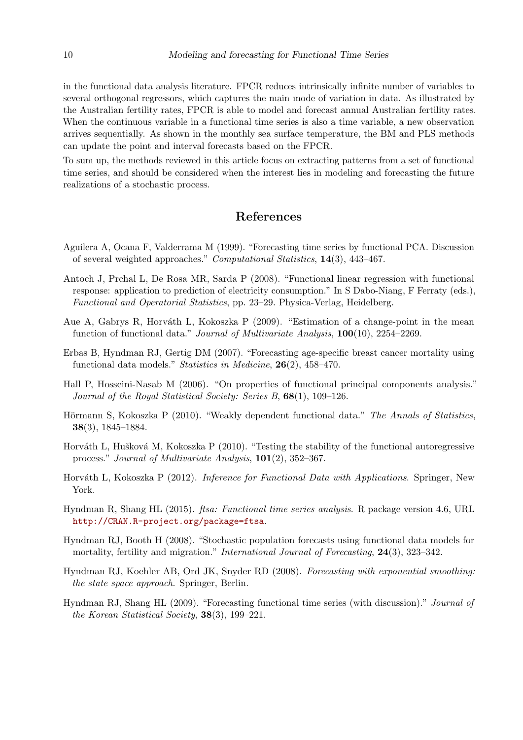in the functional data analysis literature. FPCR reduces intrinsically infinite number of variables to several orthogonal regressors, which captures the main mode of variation in data. As illustrated by the Australian fertility rates, FPCR is able to model and forecast annual Australian fertility rates. When the continuous variable in a functional time series is also a time variable, a new observation arrives sequentially. As shown in the monthly sea surface temperature, the BM and PLS methods can update the point and interval forecasts based on the FPCR.

To sum up, the methods reviewed in this article focus on extracting patterns from a set of functional time series, and should be considered when the interest lies in modeling and forecasting the future realizations of a stochastic process.

## References

Aguilera A, Ocana F, Valderrama M (1999). "Forecasting time series by functional PCA. Discussion of several weighted approaches." *Computational Statistics*, **14**(3), 443–467.

Antoch J, Prchal L, De Rosa MR, Sarda P (2008). "Functional linear regression with functional response: application to prediction of electricity consumption." In S Dabo-Niang, F Ferraty (eds.), *Functional and Operatorial Statistics*, pp. 23–29. Physica-Verlag, Heidelberg.

Aue A, Gabrys R, Horváth L, Kokoszka P (2009). "Estimation of a change-point in the mean function of functional data." *Journal of Multivariate Analysis*, **100**(10), 2254–2269.

Erbas B, Hyndman RJ, Gertig DM (2007). "Forecasting age-specific breast cancer mortality using functional data models." *Statistics in Medicine*, **26**(2), 458–470.

Hall P, Hosseini-Nasab M (2006). "On properties of functional principal components analysis." *Journal of the Royal Statistical Society: Series B*, **68**(1), 109–126.

Hörmann S, Kokoszka P (2010). "Weakly dependent functional data." *The Annals of Statistics*, **38**(3), 1845–1884.

Horváth L, Hušková M, Kokoszka P (2010). "Testing the stability of the functional autoregressive process." *Journal of Multivariate Analysis*, **101**(2), 352–367.

Horváth L, Kokoszka P (2012). *Inference for Functional Data with Applications*. Springer, New York.

Hyndman R, Shang HL (2015). *ftsa: Functional time series analysis*. R package version 4.6, URL http://CRAN.R-project.org/package=ftsa.

Hyndman RJ, Booth H (2008). "Stochastic population forecasts using functional data models for mortality, fertility and migration." *International Journal of Forecasting*, **24**(3), 323–342.

Hyndman RJ, Koehler AB, Ord JK, Snyder RD (2008). *Forecasting with exponential smoothing: the state space approach*. Springer, Berlin.

Hyndman RJ, Shang HL (2009). "Forecasting functional time series (with discussion)." *Journal of the Korean Statistical Society*, **38**(3), 199–221.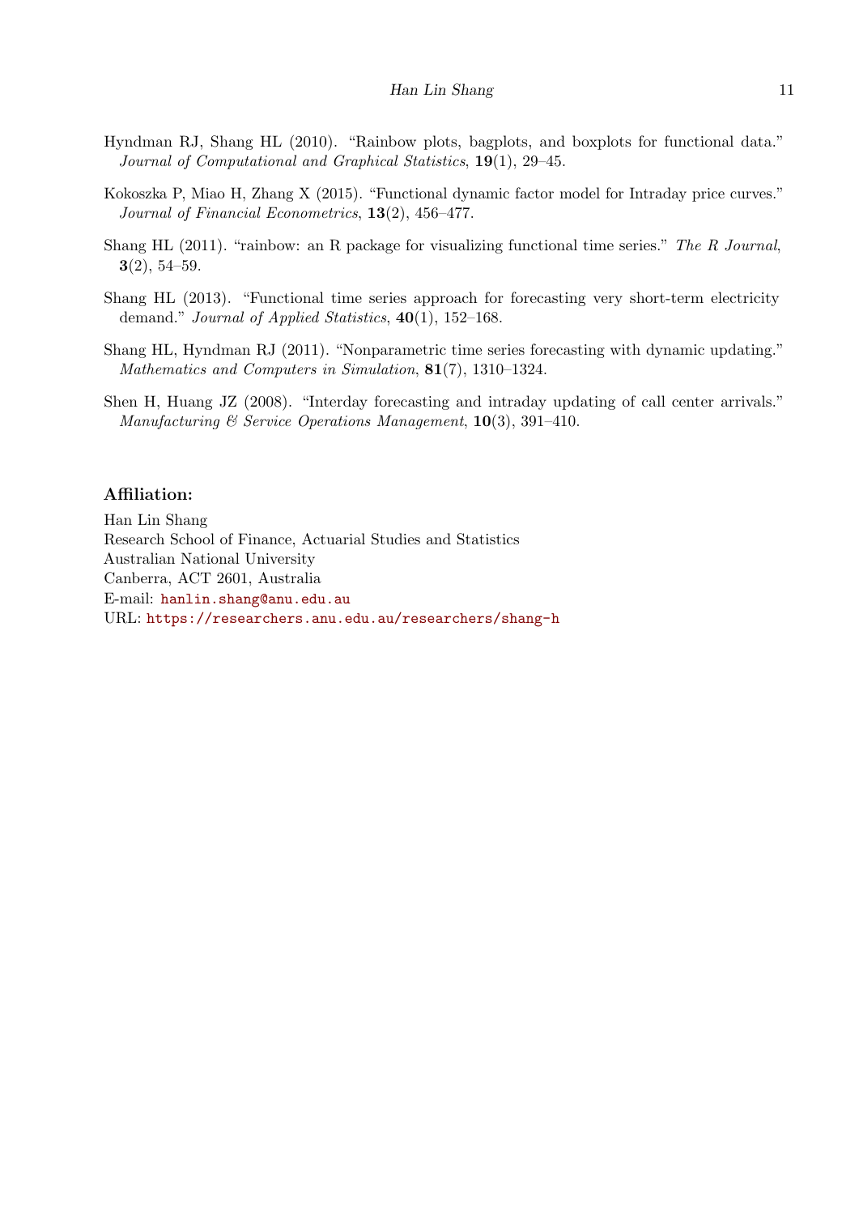Hyndman RJ, Shang HL (2010). "Rainbow plots, bagplots, and boxplots for functional data." *Journal of Computational and Graphical Statistics*, **19**(1), 29–45.

Kokoszka P, Miao H, Zhang X (2015). "Functional dynamic factor model for Intraday price curves." *Journal of Financial Econometrics*, **13**(2), 456–477.

Shang HL (2011). "rainbow: an R package for visualizing functional time series." *The R Journal*, **3**(2), 54–59.

Shang HL (2013). "Functional time series approach for forecasting very short-term electricity demand." *Journal of Applied Statistics*, **40**(1), 152–168.

Shang HL, Hyndman RJ (2011). "Nonparametric time series forecasting with dynamic updating." *Mathematics and Computers in Simulation*, **81**(7), 1310–1324.

Shen H, Huang JZ (2008). "Interday forecasting and intraday updating of call center arrivals." *Manufacturing & Service Operations Management*, **10**(3), 391–410.

**Affiliation:**

Han Lin Shang
Research School of Finance, Actuarial Studies and Statistics
Australian National University
Canberra, ACT 2601, Australia
E-mail: hanlin.shang@anu.edu.au
URL: https://researchers.anu.edu.au/researchers/shang-h